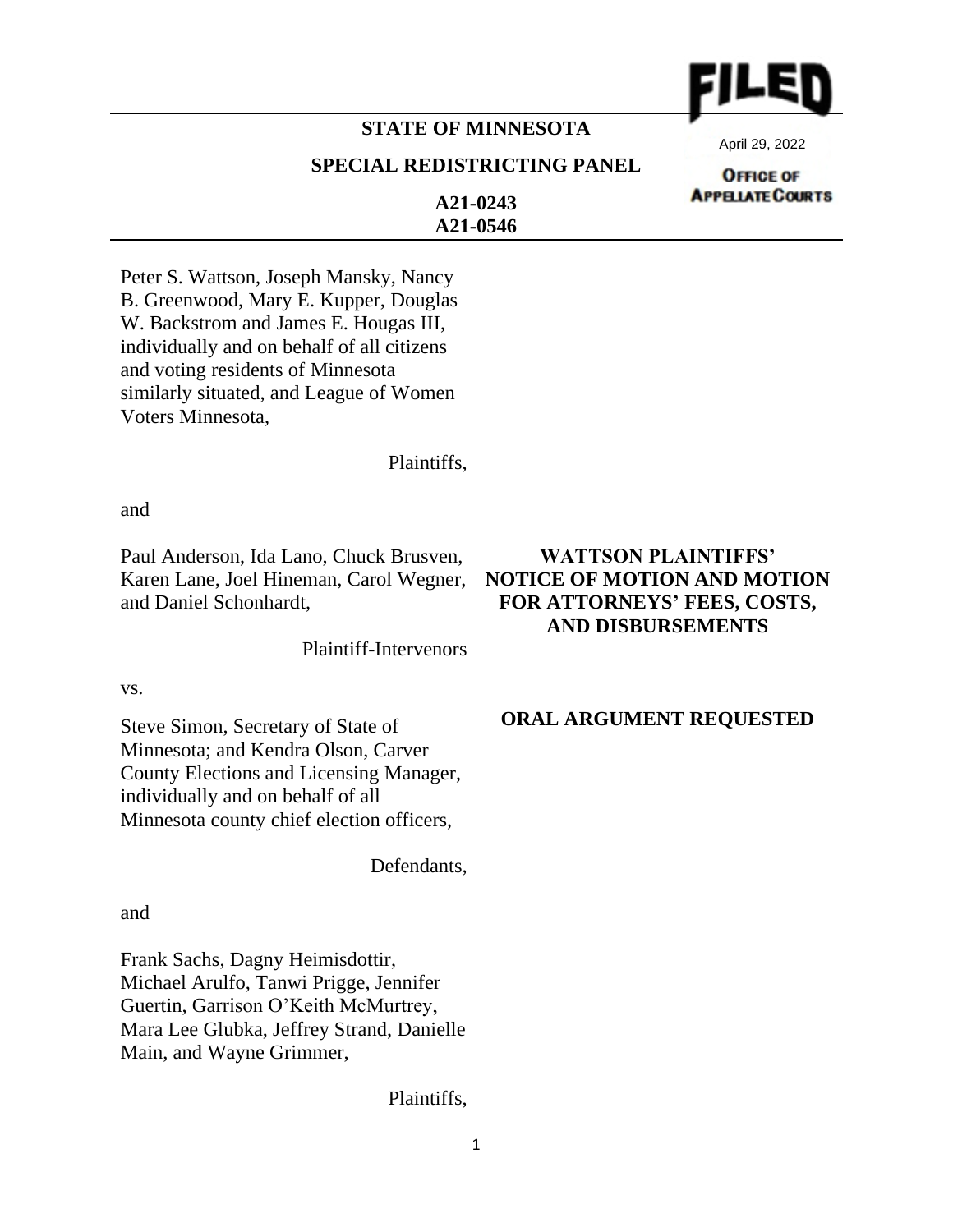FILED

April 29, 2022

OFFICE OF APPELLATE COURTS

**STATE OF MINNESOTA**

**SPECIAL REDISTRICTING PANEL**

**A21-0243**
**A21-0546**

Peter S. Wattson, Joseph Mansky, Nancy B. Greenwood, Mary E. Kupper, Douglas W. Backstrom and James E. Hougas III, individually and on behalf of all citizens and voting residents of Minnesota similarly situated, and League of Women Voters Minnesota,

Plaintiffs,

and

Paul Anderson, Ida Lano, Chuck Brusven, Karen Lane, Joel Hineman, Carol Wegner, and Daniel Schonhardt,

Plaintiff-Intervenors

vs.

Steve Simon, Secretary of State of Minnesota; and Kendra Olson, Carver County Elections and Licensing Manager, individually and on behalf of all Minnesota county chief election officers,

Defendants,

and

Frank Sachs, Dagny Heimisdottir, Michael Arulfo, Tanwi Prigge, Jennifer Guertin, Garrison O'Keith McMurtrey, Mara Lee Glubka, Jeffrey Strand, Danielle Main, and Wayne Grimmer,

Plaintiffs,

**WATTSON PLAINTIFFS' NOTICE OF MOTION AND MOTION FOR ATTORNEYS' FEES, COSTS, AND DISBURSEMENTS**

**ORAL ARGUMENT REQUESTED**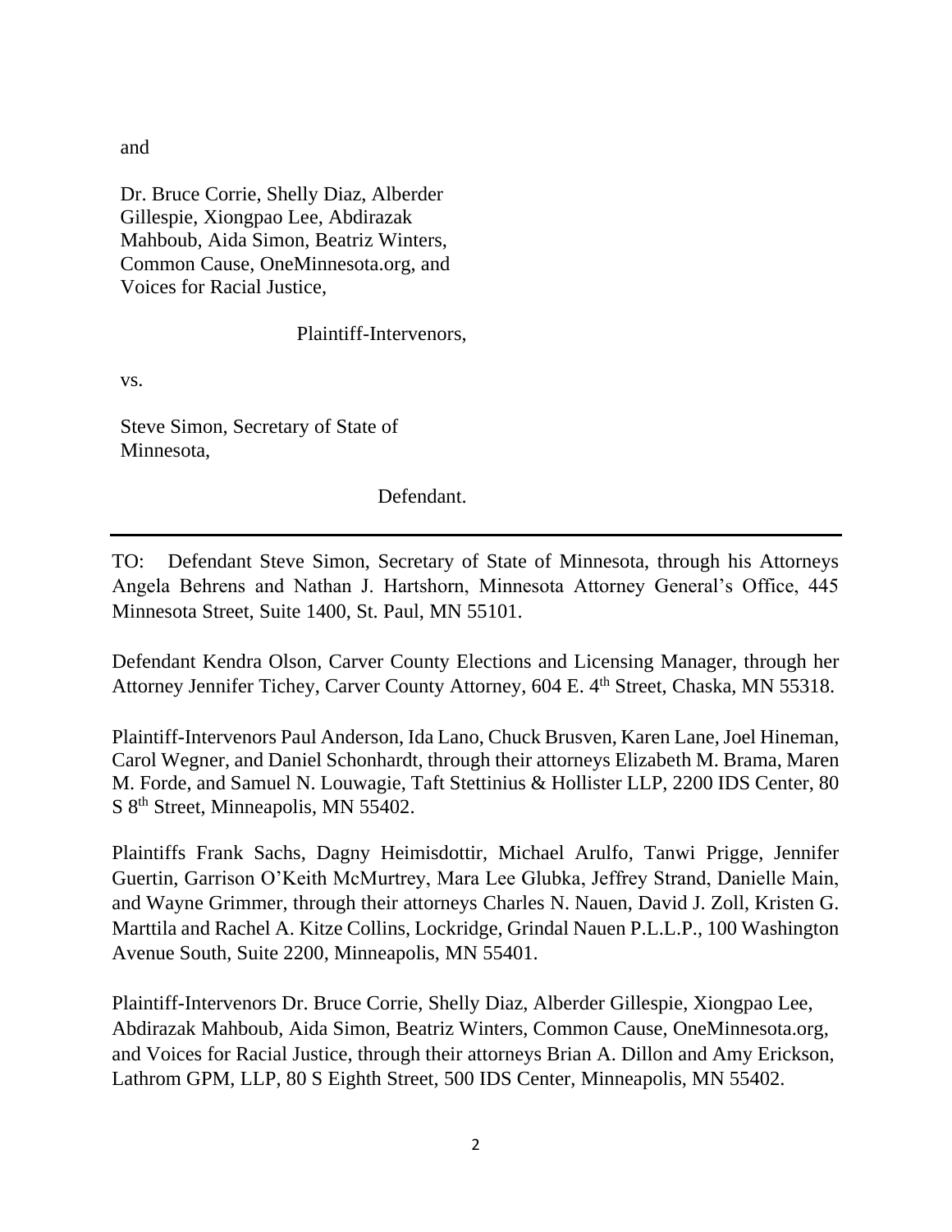and

Dr. Bruce Corrie, Shelly Diaz, Alberder Gillespie, Xiongpao Lee, Abdirazak Mahboub, Aida Simon, Beatriz Winters, Common Cause, OneMinnesota.org, and Voices for Racial Justice,

Plaintiff-Intervenors,

vs.

Steve Simon, Secretary of State of Minnesota,

Defendant.

---

TO: Defendant Steve Simon, Secretary of State of Minnesota, through his Attorneys Angela Behrens and Nathan J. Hartshorn, Minnesota Attorney General's Office, 445 Minnesota Street, Suite 1400, St. Paul, MN 55101.

Defendant Kendra Olson, Carver County Elections and Licensing Manager, through her Attorney Jennifer Tichey, Carver County Attorney, 604 E. 4th Street, Chaska, MN 55318.

Plaintiff-Intervenors Paul Anderson, Ida Lano, Chuck Brusven, Karen Lane, Joel Hineman, Carol Wegner, and Daniel Schonhardt, through their attorneys Elizabeth M. Brama, Maren M. Forde, and Samuel N. Louwagie, Taft Stettinius & Hollister LLP, 2200 IDS Center, 80 S 8th Street, Minneapolis, MN 55402.

Plaintiffs Frank Sachs, Dagny Heimisdottir, Michael Arulfo, Tanwi Prigge, Jennifer Guertin, Garrison O'Keith McMurtrey, Mara Lee Glubka, Jeffrey Strand, Danielle Main, and Wayne Grimmer, through their attorneys Charles N. Nauen, David J. Zoll, Kristen G. Marttila and Rachel A. Kitze Collins, Lockridge, Grindal Nauen P.L.L.P., 100 Washington Avenue South, Suite 2200, Minneapolis, MN 55401.

Plaintiff-Intervenors Dr. Bruce Corrie, Shelly Diaz, Alberder Gillespie, Xiongpao Lee, Abdirazak Mahboub, Aida Simon, Beatriz Winters, Common Cause, OneMinnesota.org, and Voices for Racial Justice, through their attorneys Brian A. Dillon and Amy Erickson, Lathrom GPM, LLP, 80 S Eighth Street, 500 IDS Center, Minneapolis, MN 55402.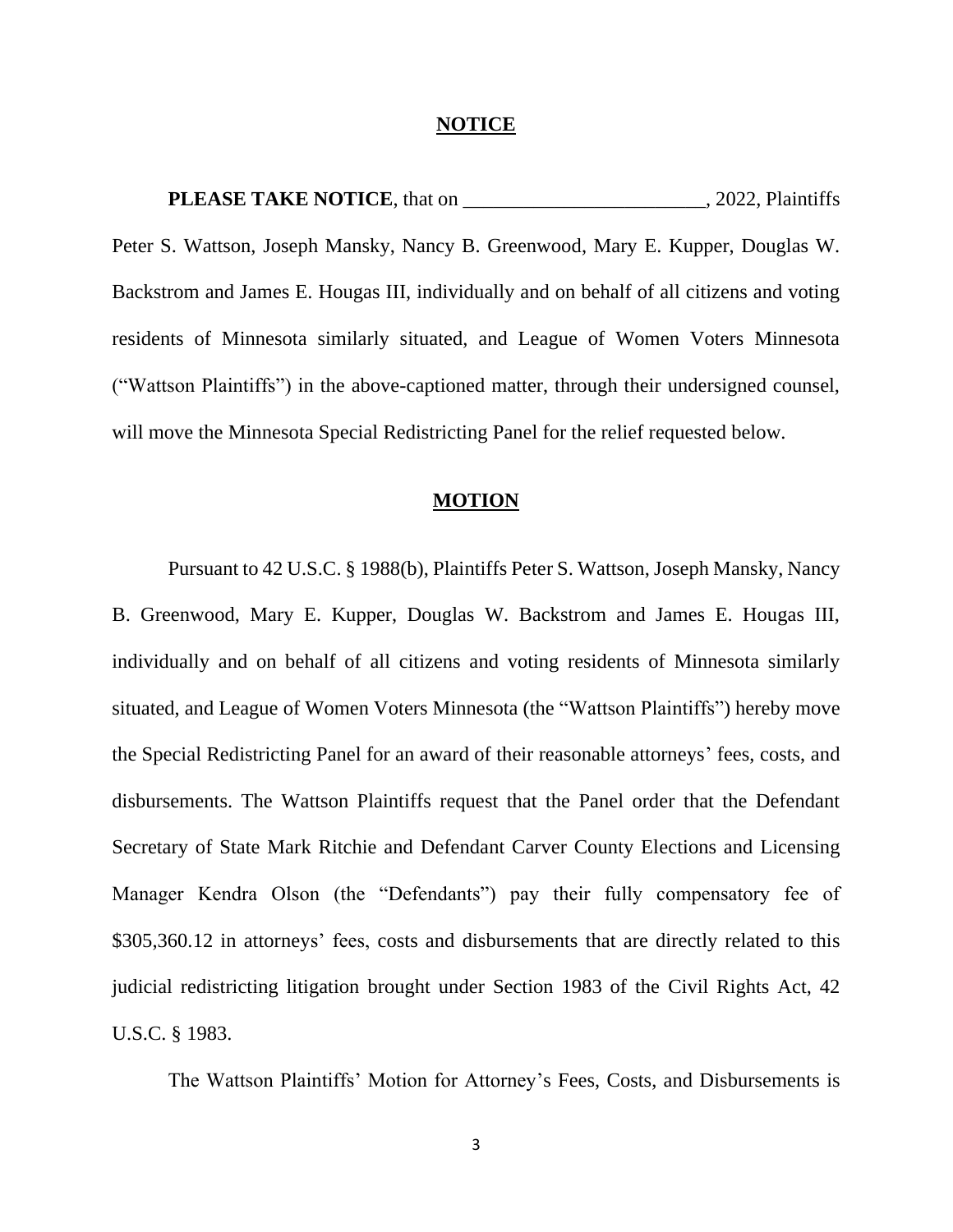## NOTICE

**PLEASE TAKE NOTICE**, that on ________________________, 2022, Plaintiffs Peter S. Wattson, Joseph Mansky, Nancy B. Greenwood, Mary E. Kupper, Douglas W. Backstrom and James E. Hougas III, individually and on behalf of all citizens and voting residents of Minnesota similarly situated, and League of Women Voters Minnesota ("Wattson Plaintiffs") in the above-captioned matter, through their undersigned counsel, will move the Minnesota Special Redistricting Panel for the relief requested below.

## MOTION

Pursuant to 42 U.S.C. § 1988(b), Plaintiffs Peter S. Wattson, Joseph Mansky, Nancy B. Greenwood, Mary E. Kupper, Douglas W. Backstrom and James E. Hougas III, individually and on behalf of all citizens and voting residents of Minnesota similarly situated, and League of Women Voters Minnesota (the "Wattson Plaintiffs") hereby move the Special Redistricting Panel for an award of their reasonable attorneys' fees, costs, and disbursements. The Wattson Plaintiffs request that the Panel order that the Defendant Secretary of State Mark Ritchie and Defendant Carver County Elections and Licensing Manager Kendra Olson (the "Defendants") pay their fully compensatory fee of $305,360.12 in attorneys' fees, costs and disbursements that are directly related to this judicial redistricting litigation brought under Section 1983 of the Civil Rights Act, 42 U.S.C. § 1983.

The Wattson Plaintiffs' Motion for Attorney's Fees, Costs, and Disbursements is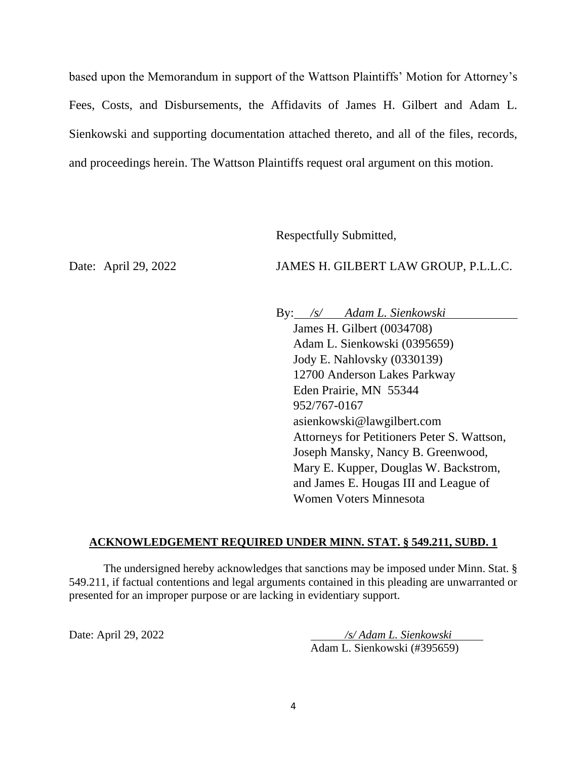based upon the Memorandum in support of the Wattson Plaintiffs' Motion for Attorney's Fees, Costs, and Disbursements, the Affidavits of James H. Gilbert and Adam L. Sienkowski and supporting documentation attached thereto, and all of the files, records, and proceedings herein. The Wattson Plaintiffs request oral argument on this motion.

Respectfully Submitted,

Date: April 29, 2022

JAMES H. GILBERT LAW GROUP, P.L.L.C.

By: */s/ Adam L. Sienkowski*
James H. Gilbert (0034708)
Adam L. Sienkowski (0395659)
Jody E. Nahlovsky (0330139)
12700 Anderson Lakes Parkway
Eden Prairie, MN 55344
952/767-0167
asienkowski@lawgilbert.com
Attorneys for Petitioners Peter S. Wattson, Joseph Mansky, Nancy B. Greenwood, Mary E. Kupper, Douglas W. Backstrom, and James E. Hougas III and League of Women Voters Minnesota

**ACKNOWLEDGEMENT REQUIRED UNDER MINN. STAT. § 549.211, SUBD. 1**

The undersigned hereby acknowledges that sanctions may be imposed under Minn. Stat. § 549.211, if factual contentions and legal arguments contained in this pleading are unwarranted or presented for an improper purpose or are lacking in evidentiary support.

Date: April 29, 2022

*/s/ Adam L. Sienkowski*
Adam L. Sienkowski (#395659)